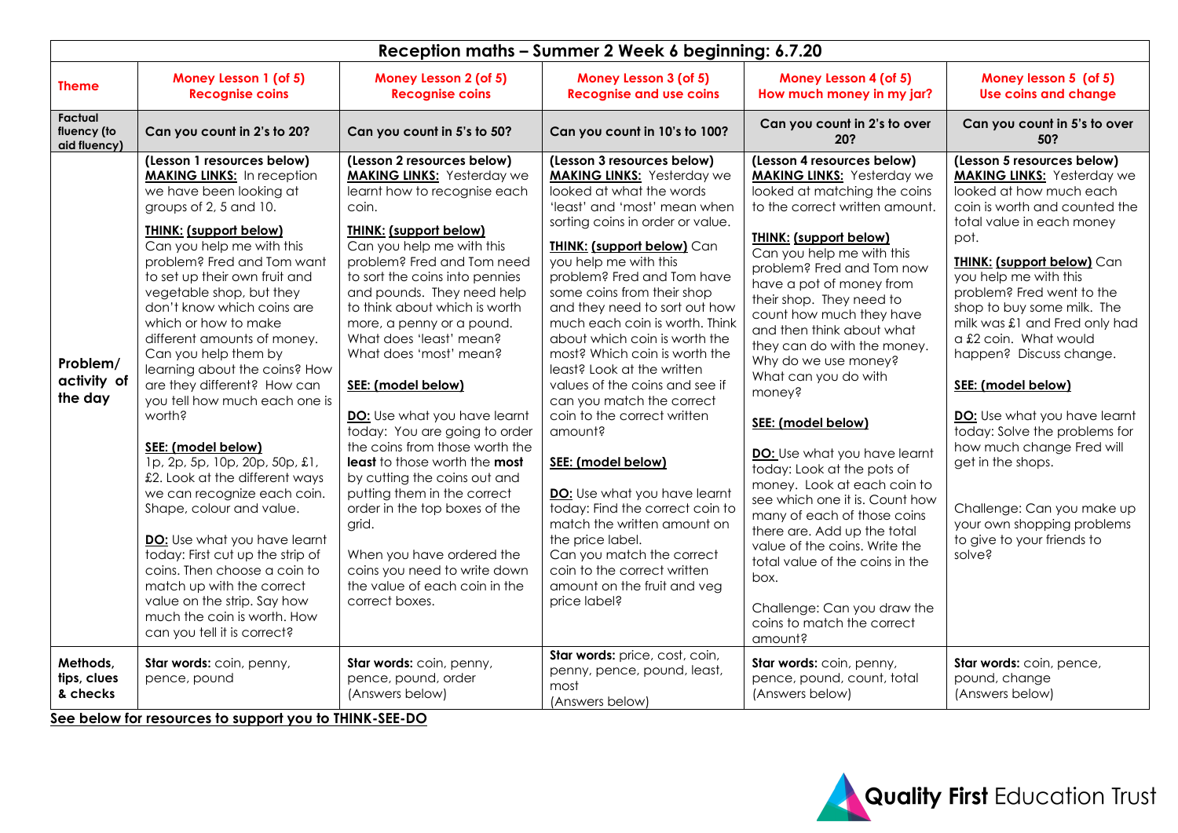| Reception maths – Summer 2 Week 6 beginning: 6.7.20 | | | | | |
|---|---|---|---|---|---|
| **Theme** | **Money Lesson 1 (of 5)**<br>**Recognise coins** | **Money Lesson 2 (of 5)**<br>**Recognise coins** | **Money Lesson 3 (of 5)**<br>**Recognise and use coins** | **Money Lesson 4 (of 5)**<br>**How much money in my jar?** | **Money lesson 5 (of 5)**<br>**Use coins and change** |
| **Factual fluency (to aid fluency)** | **Can you count in 2's to 20?** | **Can you count in 5's to 50?** | **Can you count in 10's to 100?** | **Can you count in 2's to over 20?** | **Can you count in 5's to over 50?** |
| **Problem/ activity of the day** | **(Lesson 1 resources below)**<br>**MAKING LINKS:** In reception we have been looking at groups of 2, 5 and 10.<br><br>**THINK: (support below)**<br>Can you help me with this problem? Fred and Tom want to set up their own fruit and vegetable shop, but they don't know which coins are which or how to make different amounts of money. Can you help them by learning about the coins? How are they different? How can you tell how much each one is worth?<br><br>**SEE: (model below)**<br>1p, 2p, 5p, 10p, 20p, 50p, £1, £2. Look at the different ways we can recognize each coin. Shape, colour and value.<br><br>**DO:** Use what you have learnt today: First cut up the strip of coins. Then choose a coin to match up with the correct value on the strip. Say how much the coin is worth. How can you tell it is correct? | **(Lesson 2 resources below)**<br>**MAKING LINKS:** Yesterday we learnt how to recognise each coin.<br><br>**THINK: (support below)**<br>Can you help me with this problem? Fred and Tom need to sort the coins into pennies and pounds. They need help to think about which is worth more, a penny or a pound. What does 'least' mean? What does 'most' mean?<br><br>**SEE: (model below)**<br><br>**DO:** Use what you have learnt today: You are going to order the coins from those worth the **least** to those worth the **most** by cutting the coins out and putting them in the correct order in the top boxes of the grid.<br><br>When you have ordered the coins you need to write down the value of each coin in the correct boxes. | **(Lesson 3 resources below)**<br>**MAKING LINKS:** Yesterday we looked at what the words 'least' and 'most' mean when sorting coins in order or value.<br><br>**THINK: (support below)** Can you help me with this problem? Fred and Tom have some coins from their shop and they need to sort out how much each coin is worth. Think about which coin is worth the most? Which coin is worth the least? Look at the written values of the coins and see if can you match the correct coin to the correct written amount?<br><br>**SEE: (model below)**<br><br>**DO:** Use what you have learnt today: Find the correct coin to match the written amount on the price label.<br>Can you match the correct coin to the correct written amount on the fruit and veg price label? | **(Lesson 4 resources below)**<br>**MAKING LINKS:** Yesterday we looked at matching the coins to the correct written amount.<br><br>**THINK: (support below)**<br>Can you help me with this problem? Fred and Tom now have a pot of money from their shop. They need to count how much they have and then think about what they can do with the money. Why do we use money? What can you do with money?<br><br>**SEE: (model below)**<br><br>**DO:** Use what you have learnt today: Look at the pots of money. Look at each coin to see which one it is. Count how many of each of those coins there are. Add up the total value of the coins. Write the total value of the coins in the box.<br><br>Challenge: Can you draw the coins to match the correct amount? | **(Lesson 5 resources below)**<br>**MAKING LINKS:** Yesterday we looked at how much each coin is worth and counted the total value in each money pot.<br><br>**THINK: (support below)** Can you help me with this problem? Fred went to the shop to buy some milk. The milk was £1 and Fred only had a £2 coin. What would happen? Discuss change.<br><br>**SEE: (model below)**<br><br>**DO:** Use what you have learnt today: Solve the problems for how much change Fred will get in the shops.<br><br>Challenge: Can you make up your own shopping problems to give to your friends to solve? |
| **Methods, tips, clues & checks** | **Star words:** coin, penny, pence, pound | **Star words:** coin, penny, pence, pound, order<br>(Answers below) | **Star words:** price, cost, coin, penny, pence, pound, least, most<br>(Answers below) | **Star words:** coin, penny, pence, pound, count, total<br>(Answers below) | **Star words:** coin, pence, pound, change<br>(Answers below) |

**See below for resources to support you to THINK-SEE-DO**

Quality First Education Trust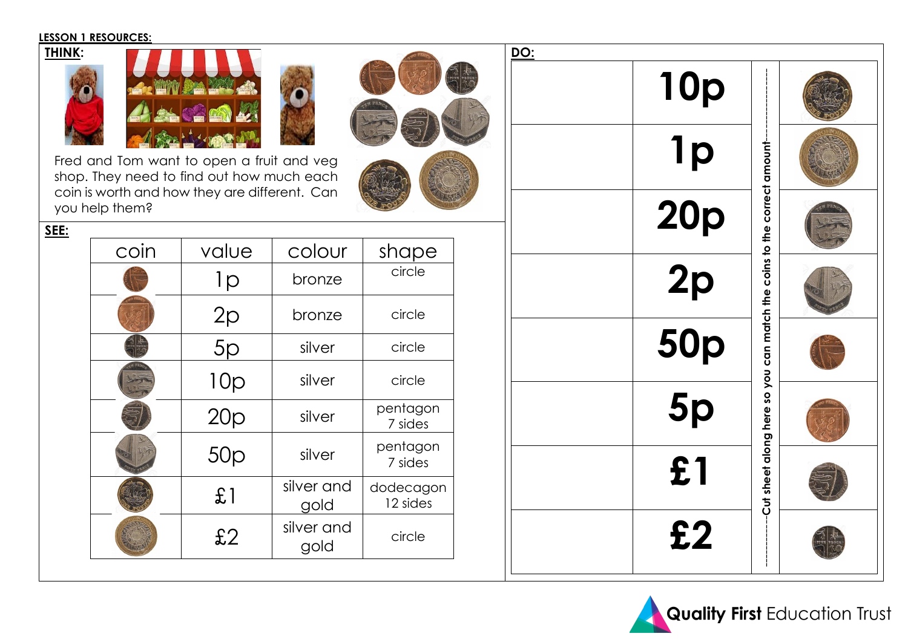**LESSON 1 RESOURCES:**

**THINK:**

Fred and Tom want to open a fruit and veg shop. They need to find out how much each coin is worth and how they are different. Can you help them?

**SEE:**

| coin | value | colour | shape |
|---|---|---|---|
| | 1p | bronze | circle |
| | 2p | bronze | circle |
| | 5p | silver | circle |
| | 10p | silver | circle |
| | 20p | silver | pentagon 7 sides |
| | 50p | silver | pentagon 7 sides |
| | £1 | silver and gold | dodecagon 12 sides |
| | £2 | silver and gold | circle |

**DO:**

| | |
|---|---|
| | 10p |
| | 1p |
| | 20p |
| | 2p |
| | 50p |
| | 5p |
| | £1 |
| | £2 |

Cut sheet along here so you can match the coins to the correct amount

Quality First Education Trust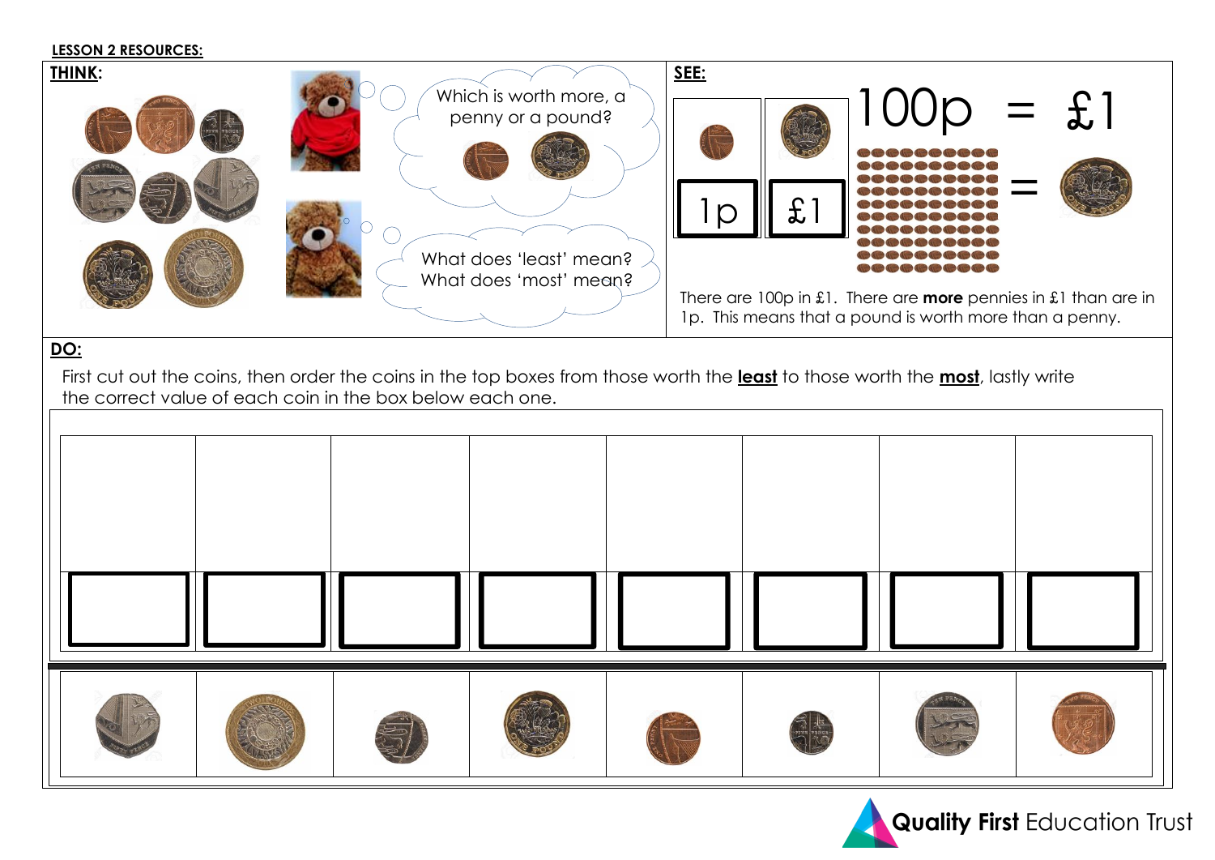**LESSON 2 RESOURCES:**

**THINK:**

Which is worth more, a penny or a pound?

What does 'least' mean?
What does 'most' mean?

**SEE:**

| 1p | £1 |
|---|---|

100p = £1

There are 100p in £1. There are **more** pennies in £1 than are in 1p. This means that a pound is worth more than a penny.

**DO:**

First cut out the coins, then order the coins in the top boxes from those worth the **least** to those worth the **most**, lastly write the correct value of each coin in the box below each one.

| | | | | | | | |
|---|---|---|---|---|---|---|---|
| | | | | | | | |
| | | | | | | | |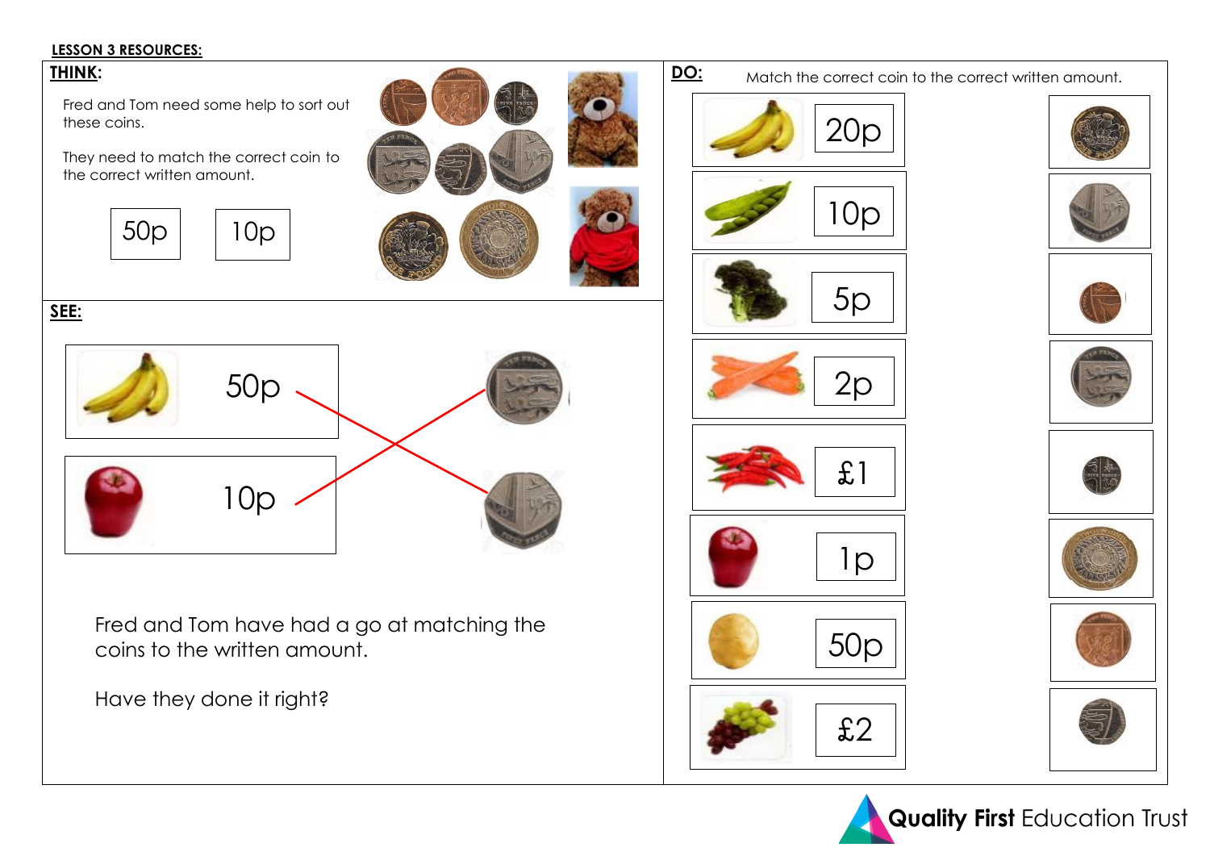**LESSON 3 RESOURCES:**

## THINK:

Fred and Tom need some help to sort out these coins.

They need to match the correct coin to the correct written amount.

50p

10p

## SEE:

50p

10p

Fred and Tom have had a go at matching the coins to the written amount.

Have they done it right?

## DO:

Match the correct coin to the correct written amount.

20p

10p

5p

2p

£1

1p

50p

£2

**Quality First** Education Trust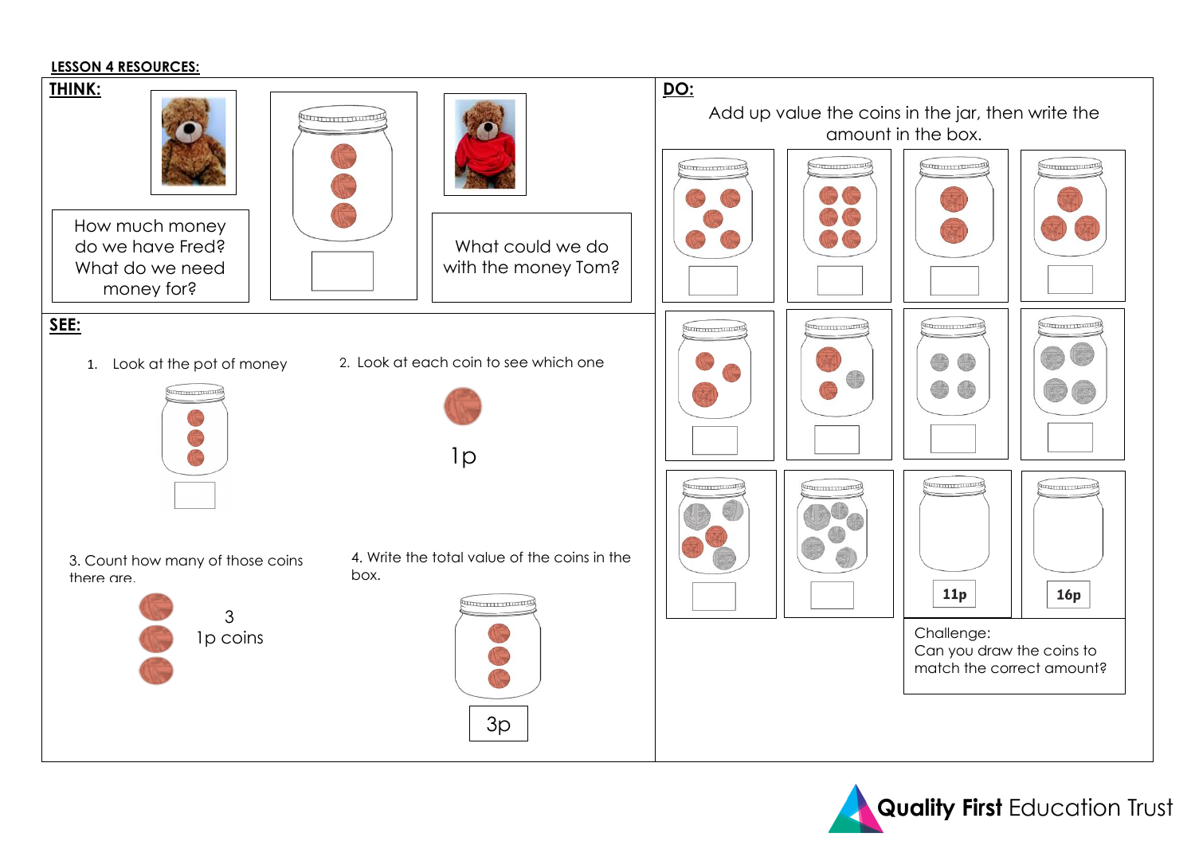**LESSON 4 RESOURCES:**

## THINK:

How much money do we have Fred? What do we need money for?

What could we do with the money Tom?

## SEE:

1. Look at the pot of money
2. Look at each coin to see which one

1p

3. Count how many of those coins there are.

3
1p coins

4. Write the total value of the coins in the box.

3p

## DO:

Add up value the coins in the jar, then write the amount in the box.

11p

16p

Challenge:
Can you draw the coins to match the correct amount?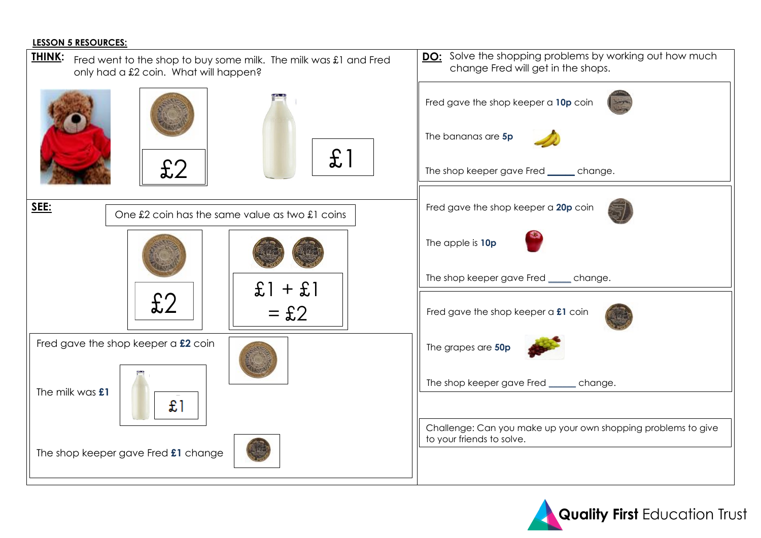**LESSON 5 RESOURCES:**

**THINK:** Fred went to the shop to buy some milk. The milk was £1 and Fred only had a £2 coin. What will happen?

£2

£1

**SEE:**

One £2 coin has the same value as two £1 coins

£2

£1 + £1 = £2

Fred gave the shop keeper a **£2** coin

The milk was **£1**

£1

The shop keeper gave Fred **£1** change

**DO:** Solve the shopping problems by working out how much change Fred will get in the shops.

Fred gave the shop keeper a **10p** coin

The bananas are **5p**

The shop keeper gave Fred _____ change.

Fred gave the shop keeper a **20p** coin

The apple is **10p**

The shop keeper gave Fred _____ change.

Fred gave the shop keeper a **£1** coin

The grapes are **50p**

The shop keeper gave Fred _____ change.

Challenge: Can you make up your own shopping problems to give to your friends to solve.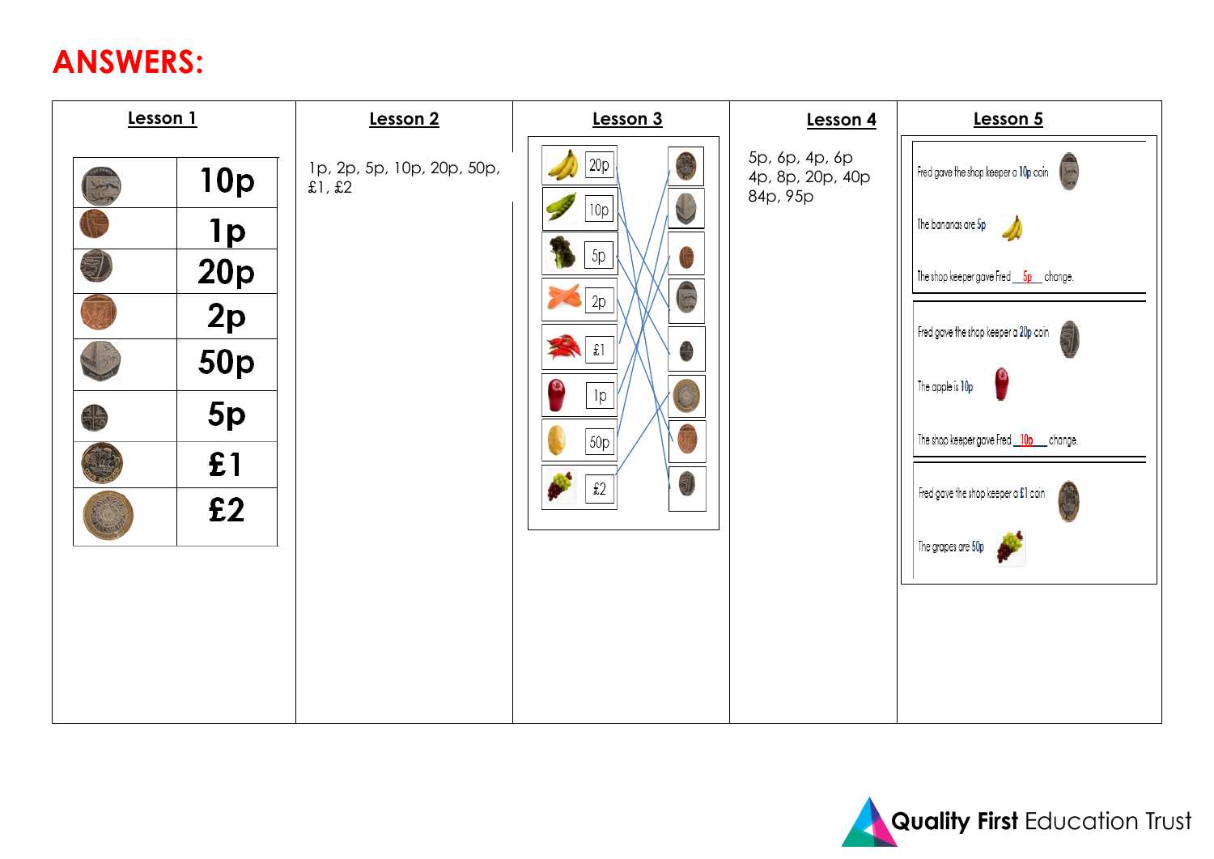# ANSWERS:

## Lesson 1

| | |
|---|---|
| | 10p |
| | 1p |
| | 20p |
| | 2p |
| | 50p |
| | 5p |
| | £1 |
| | £2 |

## Lesson 2

1p, 2p, 5p, 10p, 20p, 50p, £1, £2

## Lesson 3

20p

10p

5p

2p

£1

1p

50p

£2

## Lesson 4

5p, 6p, 4p, 6p

4p, 8p, 20p, 40p

84p, 95p

## Lesson 5

Fred gave the shop keeper a 10p coin

The bananas are 5p

The shop keeper gave Fred __5p__ change.

Fred gave the shop keeper a 20p coin

The apple is 10p

The shop keeper gave Fred __10p__ change.

Fred gave the shop keeper a £1 coin

The grapes are 50p

Quality First Education Trust